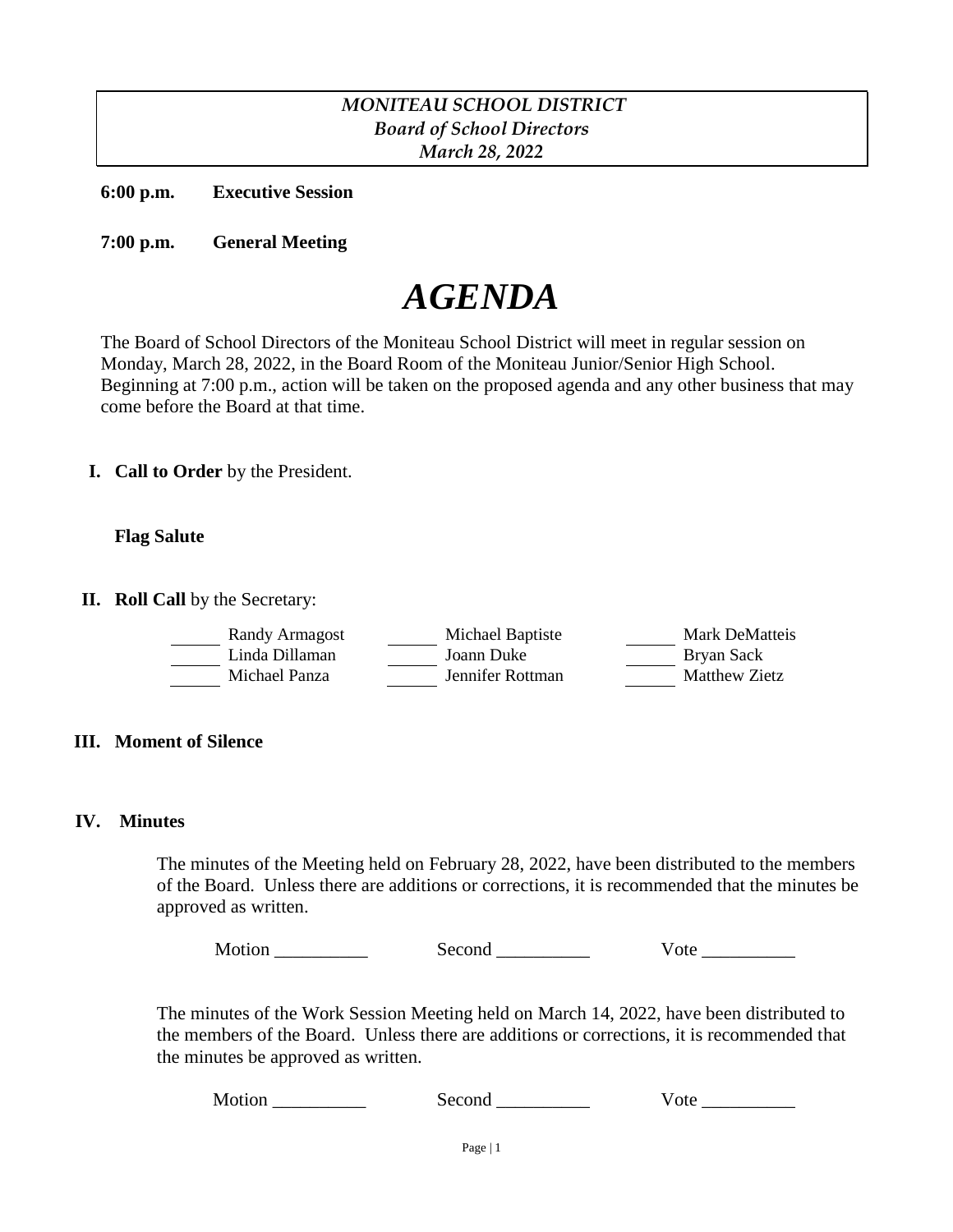*MONITEAU SCHOOL DISTRICT*
*Board of School Directors*
*March 28, 2022*

**6:00 p.m.** **Executive Session**

**7:00 p.m.** **General Meeting**

# *AGENDA*

The Board of School Directors of the Moniteau School District will meet in regular session on Monday, March 28, 2022, in the Board Room of the Moniteau Junior/Senior High School. Beginning at 7:00 p.m., action will be taken on the proposed agenda and any other business that may come before the Board at that time.

**I. Call to Order** by the President.

**Flag Salute**

**II. Roll Call** by the Secretary:

| | | |
|---|---|---|
| ______ Randy Armagost | ______ Michael Baptiste | ______ Mark DeMatteis |
| ______ Linda Dillaman | ______ Joann Duke | ______ Bryan Sack |
| ______ Michael Panza | ______ Jennifer Rottman | ______ Matthew Zietz |

**III. Moment of Silence**

**IV. Minutes**

The minutes of the Meeting held on February 28, 2022, have been distributed to the members of the Board. Unless there are additions or corrections, it is recommended that the minutes be approved as written.

Motion __________ Second __________ Vote __________

The minutes of the Work Session Meeting held on March 14, 2022, have been distributed to the members of the Board. Unless there are additions or corrections, it is recommended that the minutes be approved as written.

Motion __________ Second __________ Vote __________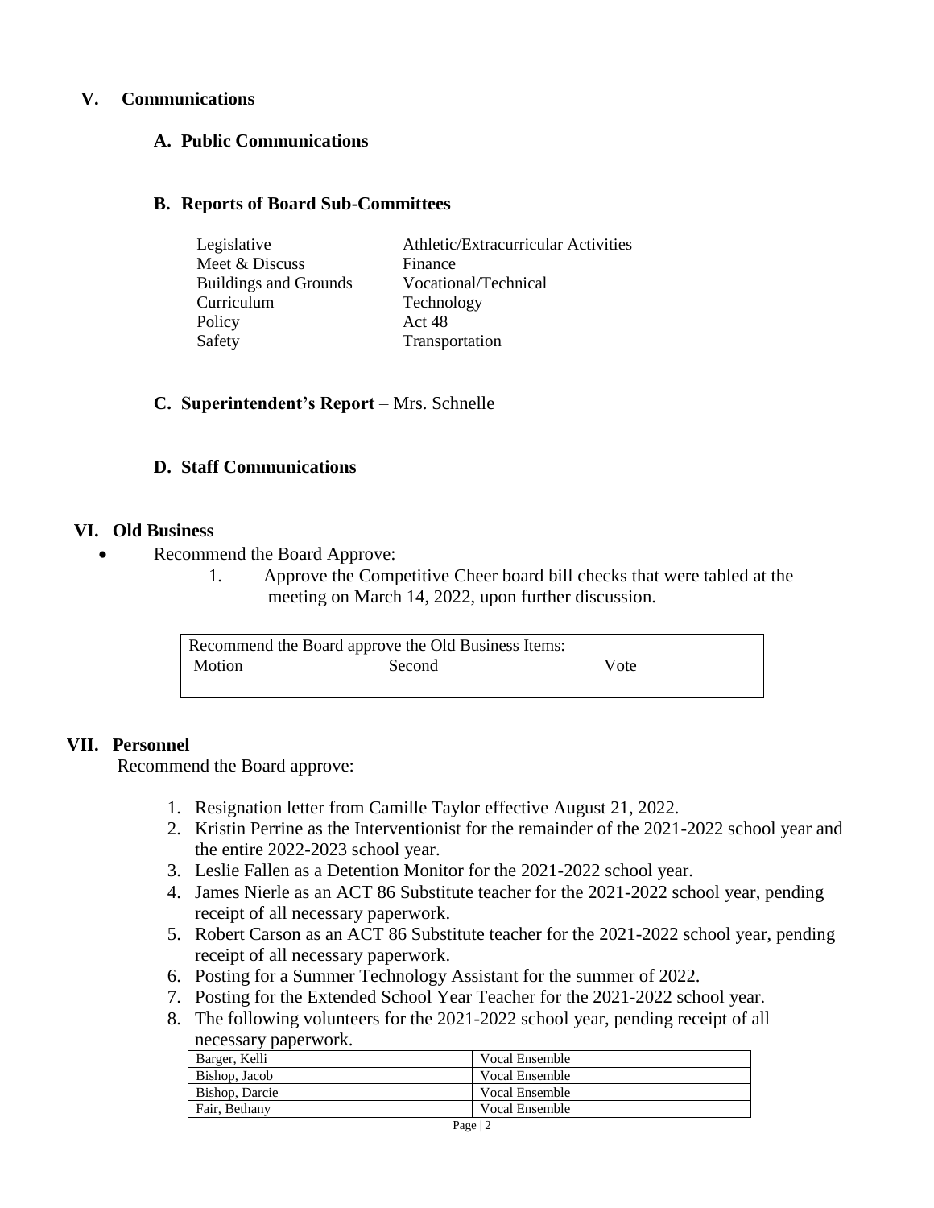## V. Communications

### A. Public Communications

### B. Reports of Board Sub-Committees

| | |
|---|---|
| Legislative | Athletic/Extracurricular Activities |
| Meet & Discuss | Finance |
| Buildings and Grounds | Vocational/Technical |
| Curriculum | Technology |
| Policy | Act 48 |
| Safety | Transportation |

### C. Superintendent's Report – Mrs. Schnelle

### D. Staff Communications

## VI. Old Business

- Recommend the Board Approve:
  1. Approve the Competitive Cheer board bill checks that were tabled at the meeting on March 14, 2022, upon further discussion.

| Recommend the Board approve the Old Business Items: | | |
|---|---|---|
| Motion ________ | Second ________ | Vote ________ |

## VII. Personnel

Recommend the Board approve:

1. Resignation letter from Camille Taylor effective August 21, 2022.
2. Kristin Perrine as the Interventionist for the remainder of the 2021-2022 school year and the entire 2022-2023 school year.
3. Leslie Fallen as a Detention Monitor for the 2021-2022 school year.
4. James Nierle as an ACT 86 Substitute teacher for the 2021-2022 school year, pending receipt of all necessary paperwork.
5. Robert Carson as an ACT 86 Substitute teacher for the 2021-2022 school year, pending receipt of all necessary paperwork.
6. Posting for a Summer Technology Assistant for the summer of 2022.
7. Posting for the Extended School Year Teacher for the 2021-2022 school year.
8. The following volunteers for the 2021-2022 school year, pending receipt of all necessary paperwork.

| | |
|---|---|
| Barger, Kelli | Vocal Ensemble |
| Bishop, Jacob | Vocal Ensemble |
| Bishop, Darcie | Vocal Ensemble |
| Fair, Bethany | Vocal Ensemble |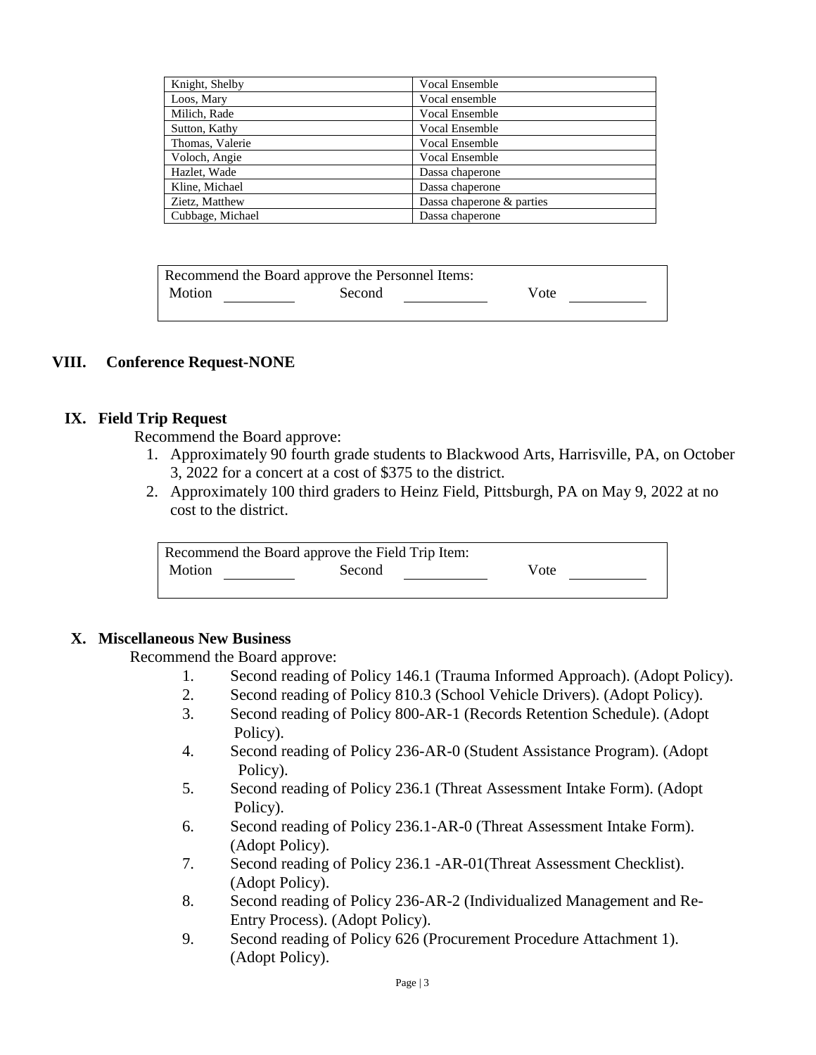| | |
|---|---|
| Knight, Shelby | Vocal Ensemble |
| Loos, Mary | Vocal ensemble |
| Milich, Rade | Vocal Ensemble |
| Sutton, Kathy | Vocal Ensemble |
| Thomas, Valerie | Vocal Ensemble |
| Voloch, Angie | Vocal Ensemble |
| Hazlet, Wade | Dassa chaperone |
| Kline, Michael | Dassa chaperone |
| Zietz, Matthew | Dassa chaperone & parties |
| Cubbage, Michael | Dassa chaperone |

Recommend the Board approve the Personnel Items:
Motion \_\_\_\_\_\_\_\_ Second \_\_\_\_\_\_\_\_ Vote \_\_\_\_\_\_\_\_

## VIII. Conference Request-NONE

## IX. Field Trip Request

Recommend the Board approve:

1. Approximately 90 fourth grade students to Blackwood Arts, Harrisville, PA, on October 3, 2022 for a concert at a cost of $375 to the district.
2. Approximately 100 third graders to Heinz Field, Pittsburgh, PA on May 9, 2022 at no cost to the district.

Recommend the Board approve the Field Trip Item:
Motion \_\_\_\_\_\_\_\_ Second \_\_\_\_\_\_\_\_ Vote \_\_\_\_\_\_\_\_

## X. Miscellaneous New Business

Recommend the Board approve:

1. Second reading of Policy 146.1 (Trauma Informed Approach). (Adopt Policy).
2. Second reading of Policy 810.3 (School Vehicle Drivers). (Adopt Policy).
3. Second reading of Policy 800-AR-1 (Records Retention Schedule). (Adopt Policy).
4. Second reading of Policy 236-AR-0 (Student Assistance Program). (Adopt Policy).
5. Second reading of Policy 236.1 (Threat Assessment Intake Form). (Adopt Policy).
6. Second reading of Policy 236.1-AR-0 (Threat Assessment Intake Form). (Adopt Policy).
7. Second reading of Policy 236.1 -AR-01(Threat Assessment Checklist). (Adopt Policy).
8. Second reading of Policy 236-AR-2 (Individualized Management and Re-Entry Process). (Adopt Policy).
9. Second reading of Policy 626 (Procurement Procedure Attachment 1). (Adopt Policy).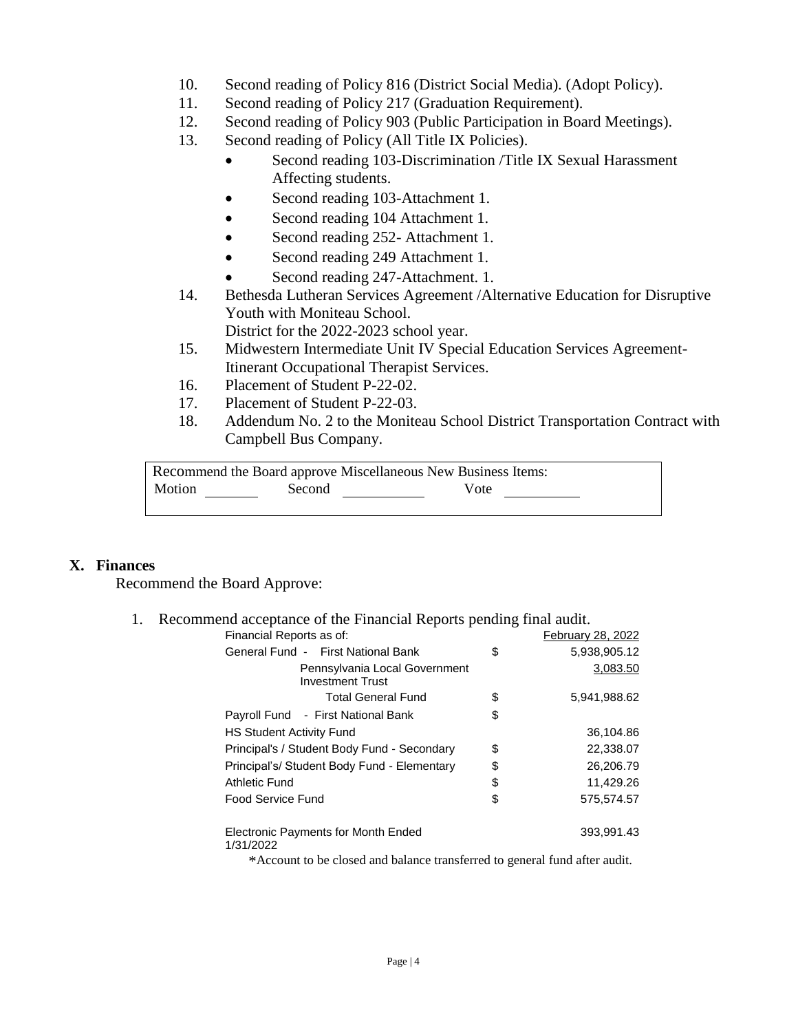10. Second reading of Policy 816 (District Social Media). (Adopt Policy).
11. Second reading of Policy 217 (Graduation Requirement).
12. Second reading of Policy 903 (Public Participation in Board Meetings).
13. Second reading of Policy (All Title IX Policies).
    - Second reading 103-Discrimination /Title IX Sexual Harassment Affecting students.
    - Second reading 103-Attachment 1.
    - Second reading 104 Attachment 1.
    - Second reading 252- Attachment 1.
    - Second reading 249 Attachment 1.
    - Second reading 247-Attachment. 1.
14. Bethesda Lutheran Services Agreement /Alternative Education for Disruptive Youth with Moniteau School.
    District for the 2022-2023 school year.
15. Midwestern Intermediate Unit IV Special Education Services Agreement-Itinerant Occupational Therapist Services.
16. Placement of Student P-22-02.
17. Placement of Student P-22-03.
18. Addendum No. 2 to the Moniteau School District Transportation Contract with Campbell Bus Company.

| Recommend the Board approve Miscellaneous New Business Items: |
|---|
| Motion ________ Second ___________ Vote ___________ |

## X. Finances

Recommend the Board Approve:

1. Recommend acceptance of the Financial Reports pending final audit.

| Financial Reports as of: | | February 28, 2022 |
|---|---|---|
| General Fund - First National Bank | $ | 5,938,905.12 |
| Pennsylvania Local Government Investment Trust | | 3,083.50 |
| Total General Fund | $ | 5,941,988.62 |
| Payroll Fund - First National Bank | $ | |
| HS Student Activity Fund | | 36,104.86 |
| Principal's / Student Body Fund - Secondary | $ | 22,338.07 |
| Principal's/ Student Body Fund - Elementary | $ | 26,206.79 |
| Athletic Fund | $ | 11,429.26 |
| Food Service Fund | $ | 575,574.57 |
| Electronic Payments for Month Ended 1/31/2022 | | 393,991.43 |

*Account to be closed and balance transferred to general fund after audit.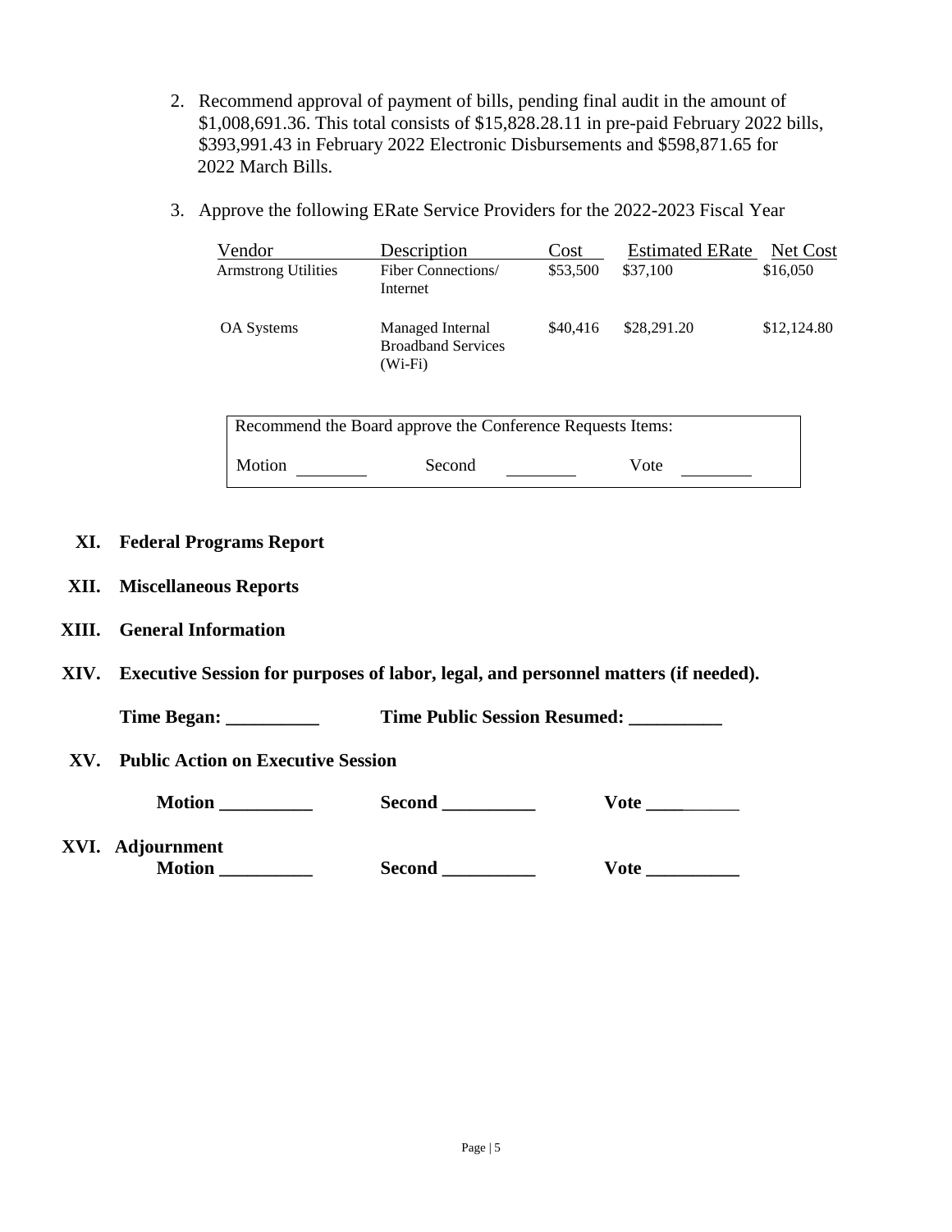2. Recommend approval of payment of bills, pending final audit in the amount of $1,008,691.36. This total consists of $15,828.28.11 in pre-paid February 2022 bills, $393,991.43 in February 2022 Electronic Disbursements and $598,871.65 for 2022 March Bills.

3. Approve the following ERate Service Providers for the 2022-2023 Fiscal Year

| Vendor | Description | Cost | Estimated ERate | Net Cost |
|---|---|---|---|---|
| Armstrong Utilities | Fiber Connections/ Internet | $53,500 | $37,100 | $16,050 |
| OA Systems | Managed Internal Broadband Services (Wi-Fi) | $40,416 | $28,291.20 | $12,124.80 |

Recommend the Board approve the Conference Requests Items:

Motion ________ Second ________ Vote ________

## XI. Federal Programs Report

## XII. Miscellaneous Reports

## XIII. General Information

## XIV. Executive Session for purposes of labor, legal, and personnel matters (if needed).

**Time Began: __________ Time Public Session Resumed: __________**

## XV. Public Action on Executive Session

**Motion __________ Second __________ Vote __________**

## XVI. Adjournment

**Motion __________ Second __________ Vote __________**